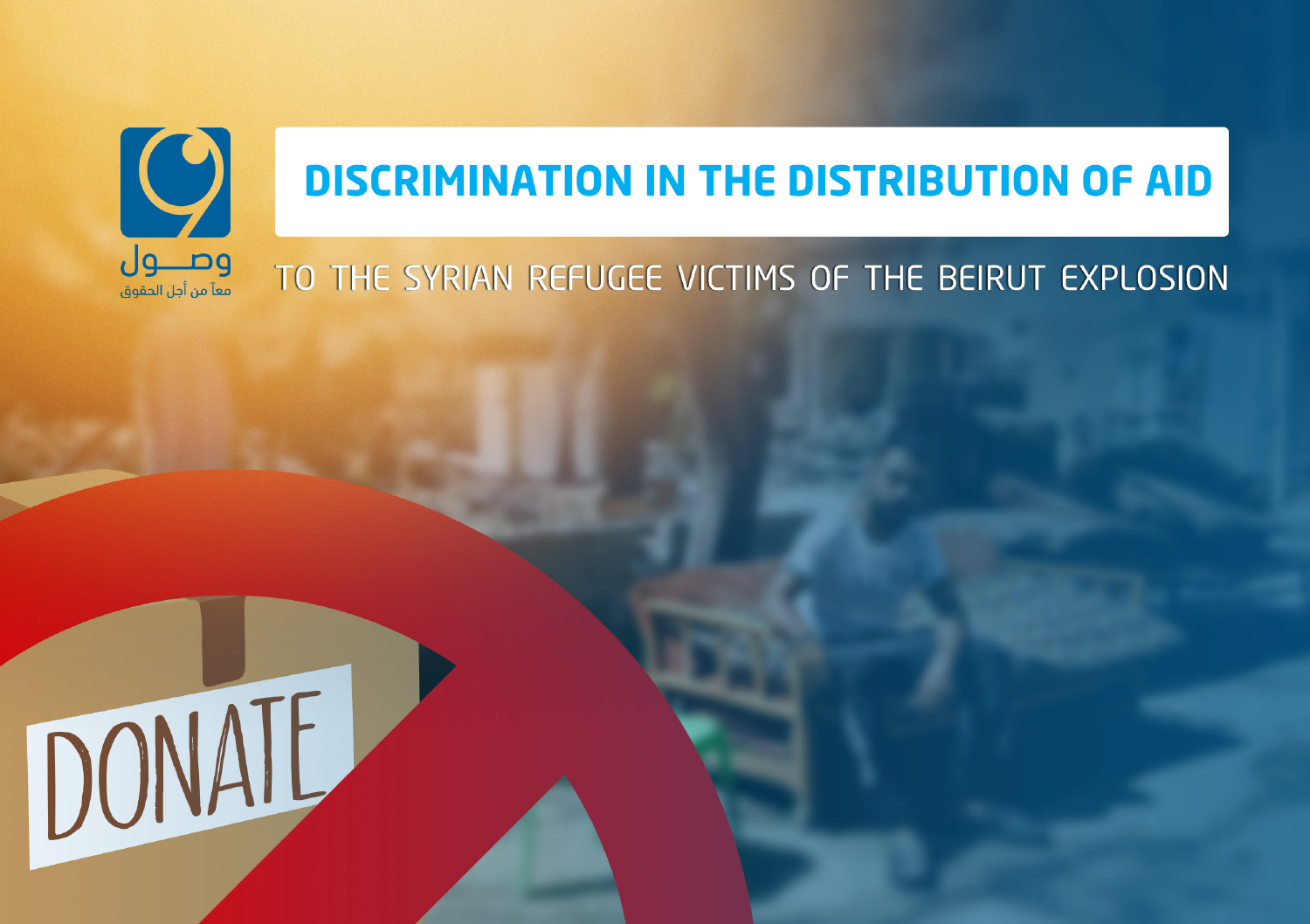وصول

معاً من أجل الحقوق

# DISCRIMINATION IN THE DISTRIBUTION OF AID

## TO THE SYRIAN REFUGEE VICTIMS OF THE BEIRUT EXPLOSION

DONATE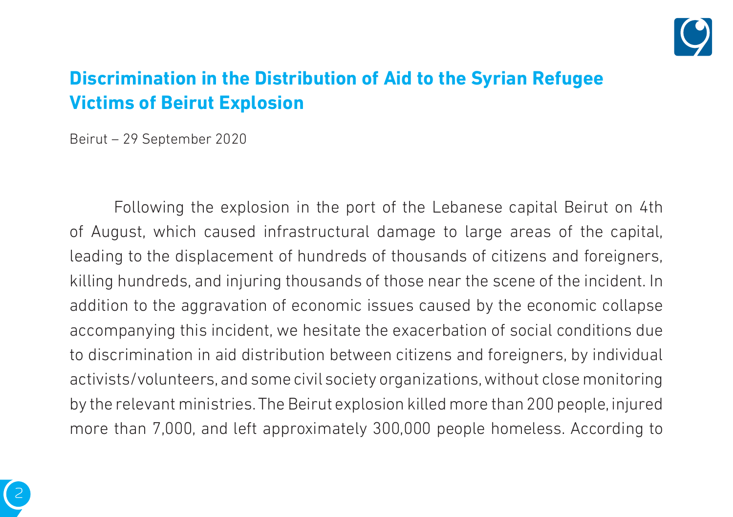## Discrimination in the Distribution of Aid to the Syrian Refugee Victims of Beirut Explosion

Beirut – 29 September 2020

Following the explosion in the port of the Lebanese capital Beirut on 4th of August, which caused infrastructural damage to large areas of the capital, leading to the displacement of hundreds of thousands of citizens and foreigners, killing hundreds, and injuring thousands of those near the scene of the incident. In addition to the aggravation of economic issues caused by the economic collapse accompanying this incident, we hesitate the exacerbation of social conditions due to discrimination in aid distribution between citizens and foreigners, by individual activists/volunteers, and some civil society organizations, without close monitoring by the relevant ministries. The Beirut explosion killed more than 200 people, injured more than 7,000, and left approximately 300,000 people homeless. According to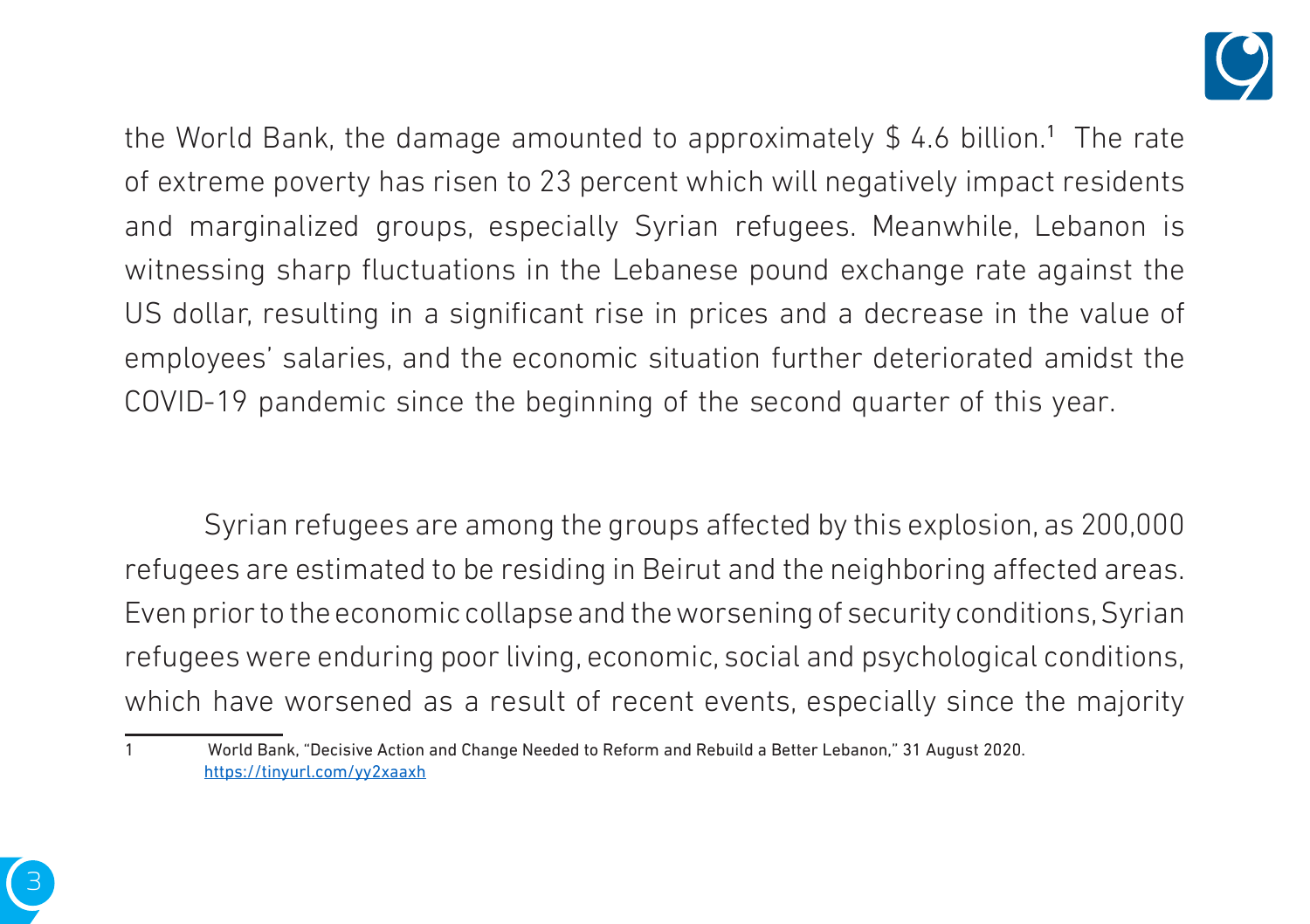the World Bank, the damage amounted to approximately $ 4.6 billion.[1] The rate of extreme poverty has risen to 23 percent which will negatively impact residents and marginalized groups, especially Syrian refugees. Meanwhile, Lebanon is witnessing sharp fluctuations in the Lebanese pound exchange rate against the US dollar, resulting in a significant rise in prices and a decrease in the value of employees' salaries, and the economic situation further deteriorated amidst the COVID-19 pandemic since the beginning of the second quarter of this year.

Syrian refugees are among the groups affected by this explosion, as 200,000 refugees are estimated to be residing in Beirut and the neighboring affected areas. Even prior to the economic collapse and the worsening of security conditions, Syrian refugees were enduring poor living, economic, social and psychological conditions, which have worsened as a result of recent events, especially since the majority

---

1 World Bank, "Decisive Action and Change Needed to Reform and Rebuild a Better Lebanon," 31 August 2020. https://tinyurl.com/yy2xaaxh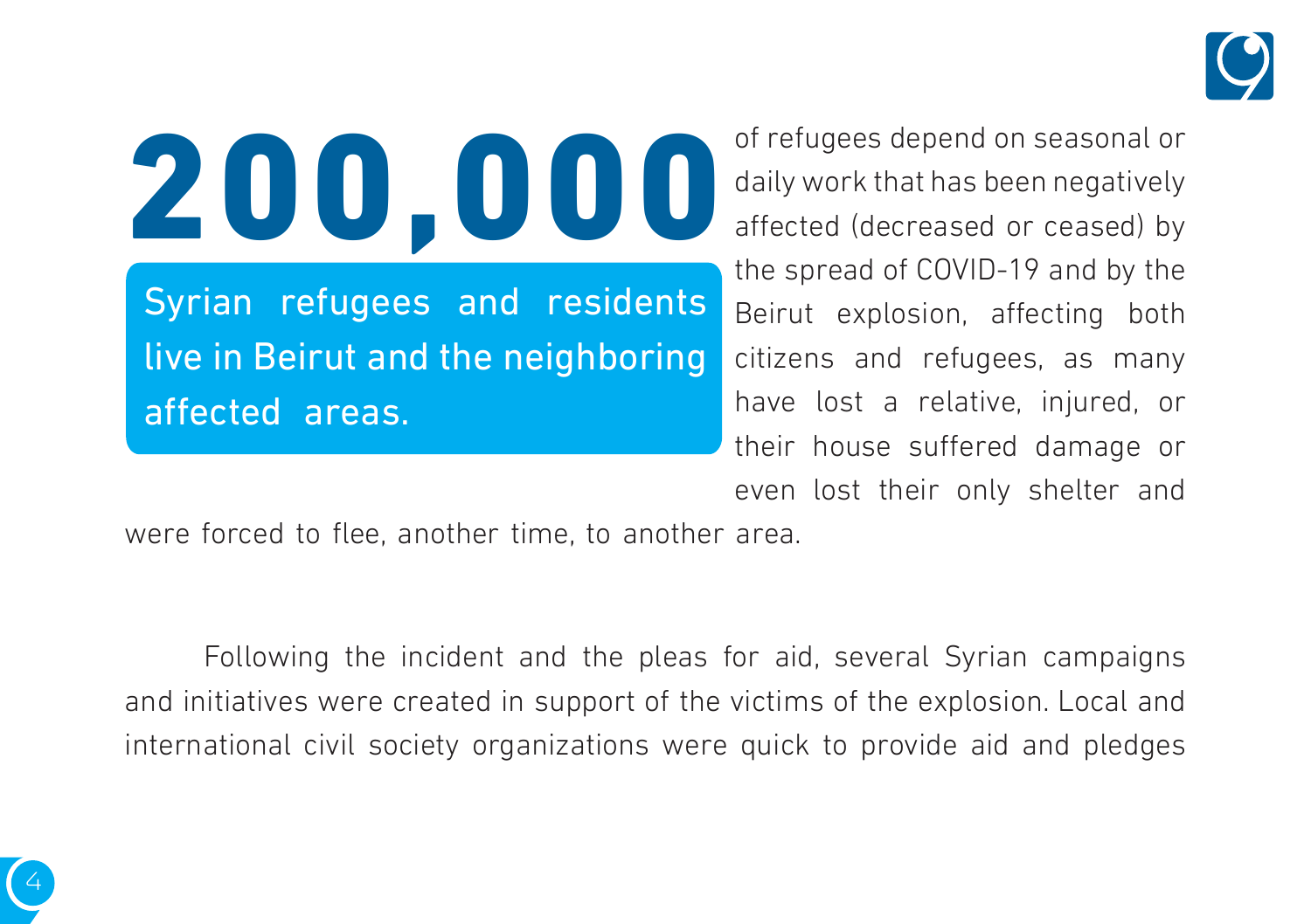# 200,000

**Syrian refugees and residents live in Beirut and the neighboring affected areas.**

of refugees depend on seasonal or daily work that has been negatively affected (decreased or ceased) by the spread of COVID-19 and by the Beirut explosion, affecting both citizens and refugees, as many have lost a relative, injured, or their house suffered damage or even lost their only shelter and were forced to flee, another time, to another area.

Following the incident and the pleas for aid, several Syrian campaigns and initiatives were created in support of the victims of the explosion. Local and international civil society organizations were quick to provide aid and pledges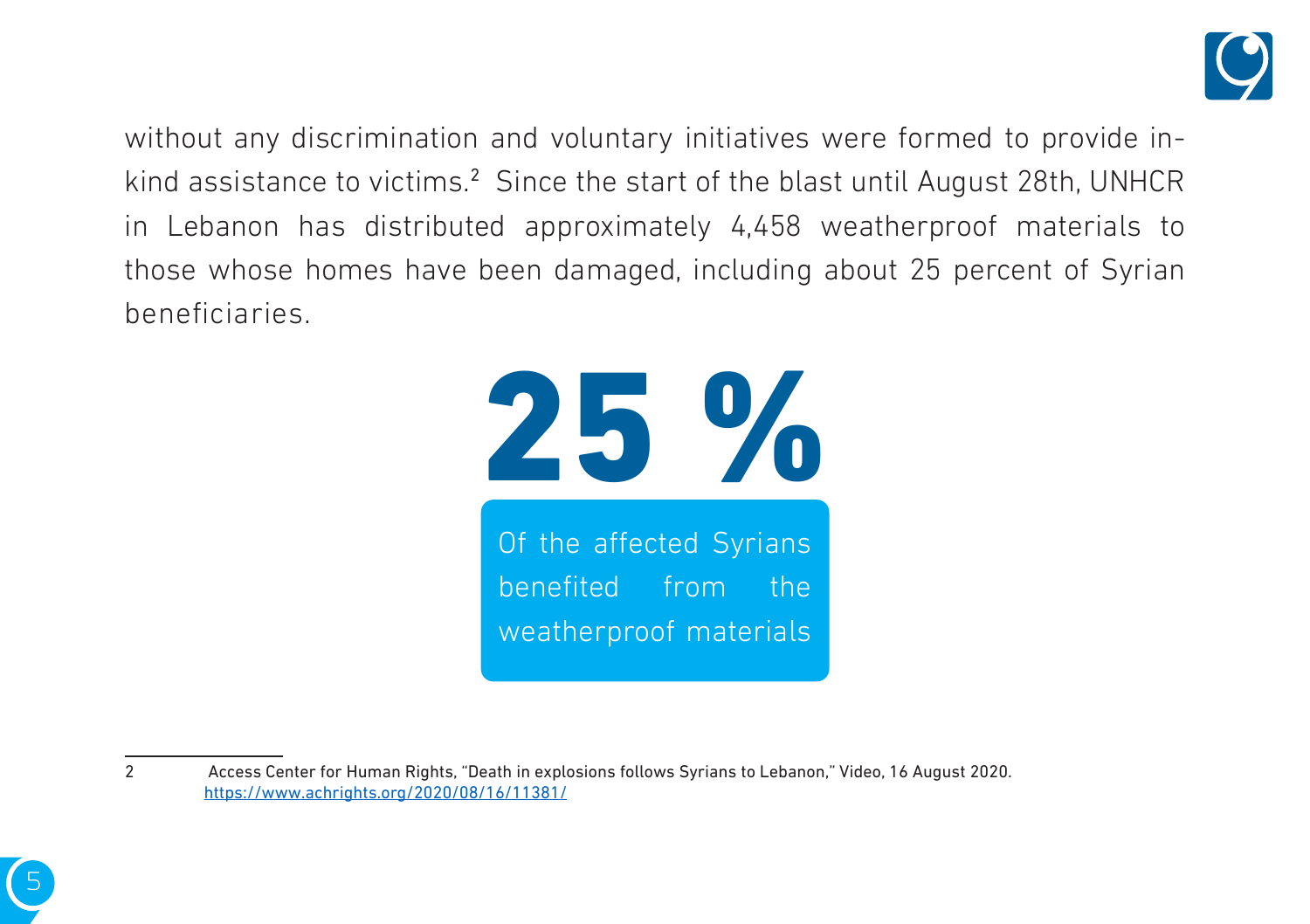without any discrimination and voluntary initiatives were formed to provide in-kind assistance to victims.[2] Since the start of the blast until August 28th, UNHCR in Lebanon has distributed approximately 4,458 weatherproof materials to those whose homes have been damaged, including about 25 percent of Syrian beneficiaries.

**25 %**

Of the affected Syrians benefited from the weatherproof materials

---

2 Access Center for Human Rights, "Death in explosions follows Syrians to Lebanon," Video, 16 August 2020. https://www.achrights.org/2020/08/16/11381/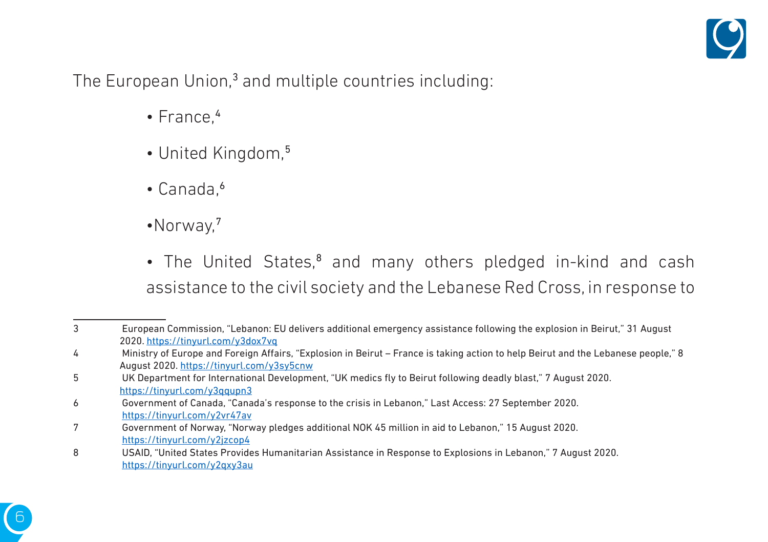The European Union,[3] and multiple countries including:

- France,[4]
- United Kingdom,[5]
- Canada,[6]
- Norway,[7]
- The United States,[8] and many others pledged in-kind and cash assistance to the civil society and the Lebanese Red Cross, in response to

---

3 European Commission, "Lebanon: EU delivers additional emergency assistance following the explosion in Beirut," 31 August 2020. https://tinyurl.com/y3dox7vq

4 Ministry of Europe and Foreign Affairs, "Explosion in Beirut – France is taking action to help Beirut and the Lebanese people," 8 August 2020. https://tinyurl.com/y3sy5cnw

5 UK Department for International Development, "UK medics fly to Beirut following deadly blast," 7 August 2020. https://tinyurl.com/y3qqupn3

6 Government of Canada, "Canada's response to the crisis in Lebanon," Last Access: 27 September 2020. https://tinyurl.com/y2vr47av

7 Government of Norway, "Norway pledges additional NOK 45 million in aid to Lebanon," 15 August 2020. https://tinyurl.com/y2jzcop4

8 USAID, "United States Provides Humanitarian Assistance in Response to Explosions in Lebanon," 7 August 2020. https://tinyurl.com/y2qxy3au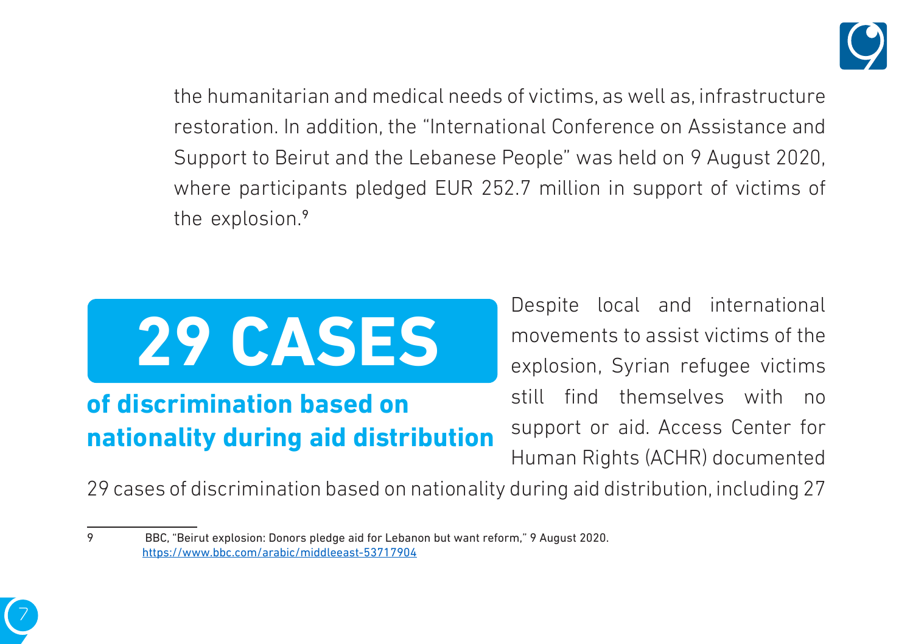the humanitarian and medical needs of victims, as well as, infrastructure restoration. In addition, the "International Conference on Assistance and Support to Beirut and the Lebanese People" was held on 9 August 2020, where participants pledged EUR 252.7 million in support of victims of the explosion.[9]

**29 CASES**

**of discrimination based on nationality during aid distribution**

Despite local and international movements to assist victims of the explosion, Syrian refugee victims still find themselves with no support or aid. Access Center for Human Rights (ACHR) documented 29 cases of discrimination based on nationality during aid distribution, including 27

---

9 BBC, "Beirut explosion: Donors pledge aid for Lebanon but want reform," 9 August 2020. https://www.bbc.com/arabic/middleeast-53717904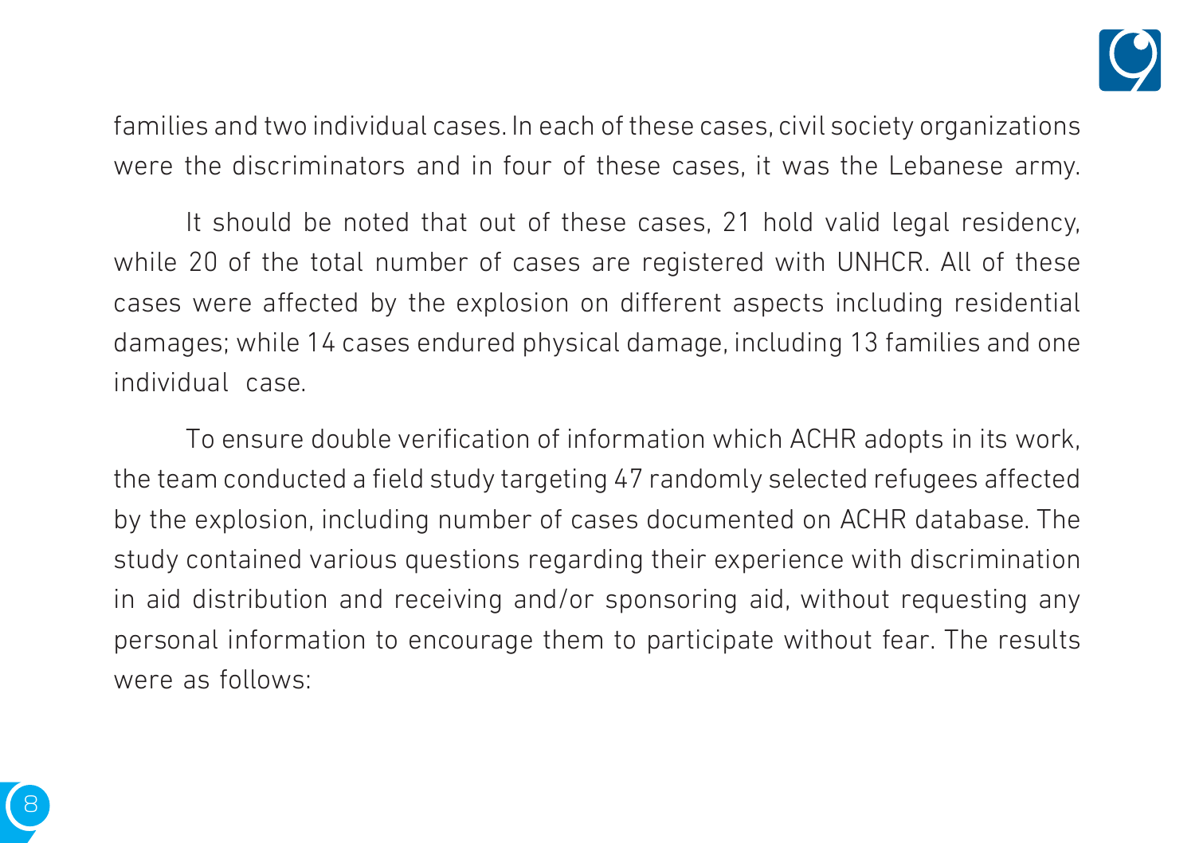families and two individual cases. In each of these cases, civil society organizations were the discriminators and in four of these cases, it was the Lebanese army.

It should be noted that out of these cases, 21 hold valid legal residency, while 20 of the total number of cases are registered with UNHCR. All of these cases were affected by the explosion on different aspects including residential damages; while 14 cases endured physical damage, including 13 families and one individual case.

To ensure double verification of information which ACHR adopts in its work, the team conducted a field study targeting 47 randomly selected refugees affected by the explosion, including number of cases documented on ACHR database. The study contained various questions regarding their experience with discrimination in aid distribution and receiving and/or sponsoring aid, without requesting any personal information to encourage them to participate without fear. The results were as follows: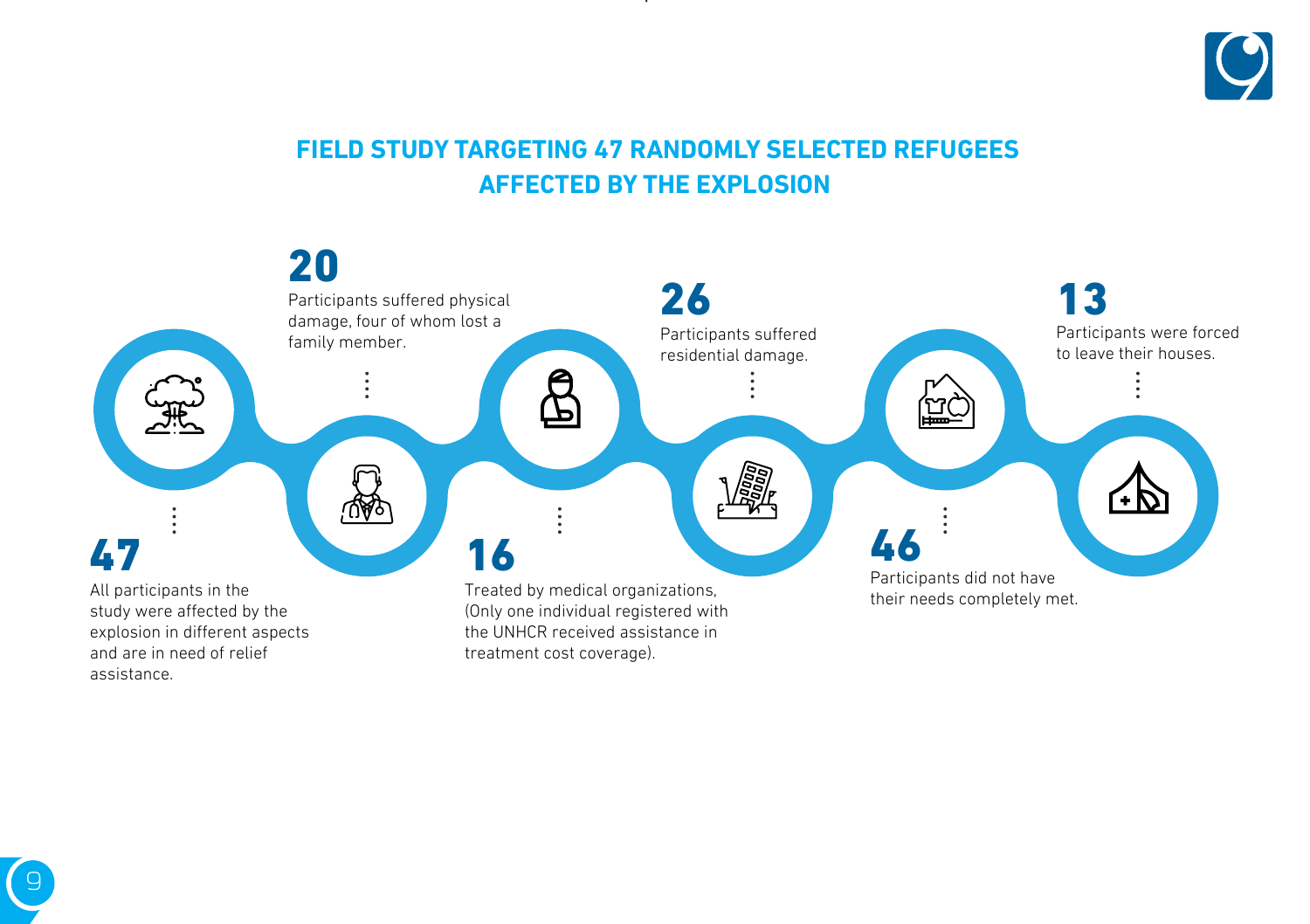## FIELD STUDY TARGETING 47 RANDOMLY SELECTED REFUGEES AFFECTED BY THE EXPLOSION

**47**
All participants in the study were affected by the explosion in different aspects and are in need of relief assistance.

**20**
Participants suffered physical damage, four of whom lost a family member.

**16**
Treated by medical organizations, (Only one individual registered with the UNHCR received assistance in treatment cost coverage).

**26**
Participants suffered residential damage.

**46**
Participants did not have their needs completely met.

**13**
Participants were forced to leave their houses.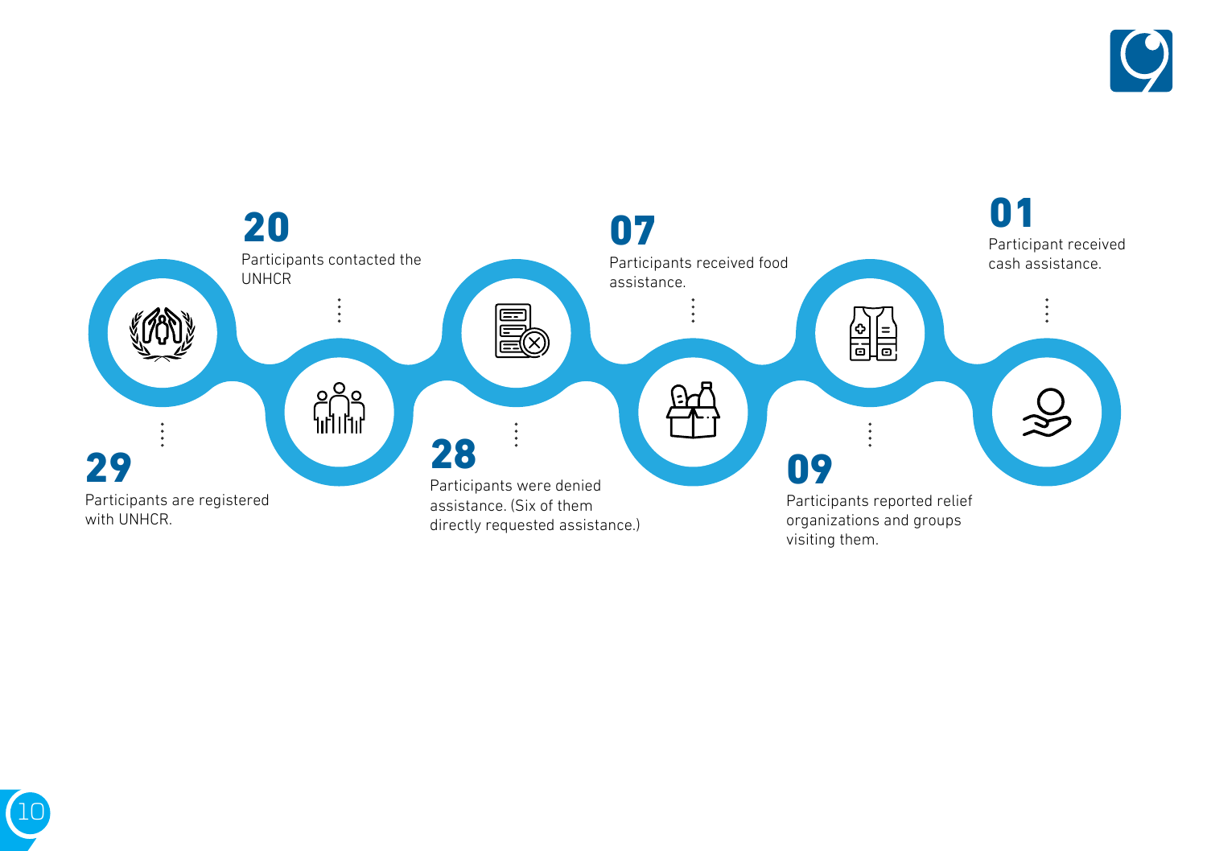**29**
Participants are registered with UNHCR.

**20**
Participants contacted the UNHCR

**28**
Participants were denied assistance. (Six of them directly requested assistance.)

**07**
Participants received food assistance.

**09**
Participants reported relief organizations and groups visiting them.

**01**
Participant received cash assistance.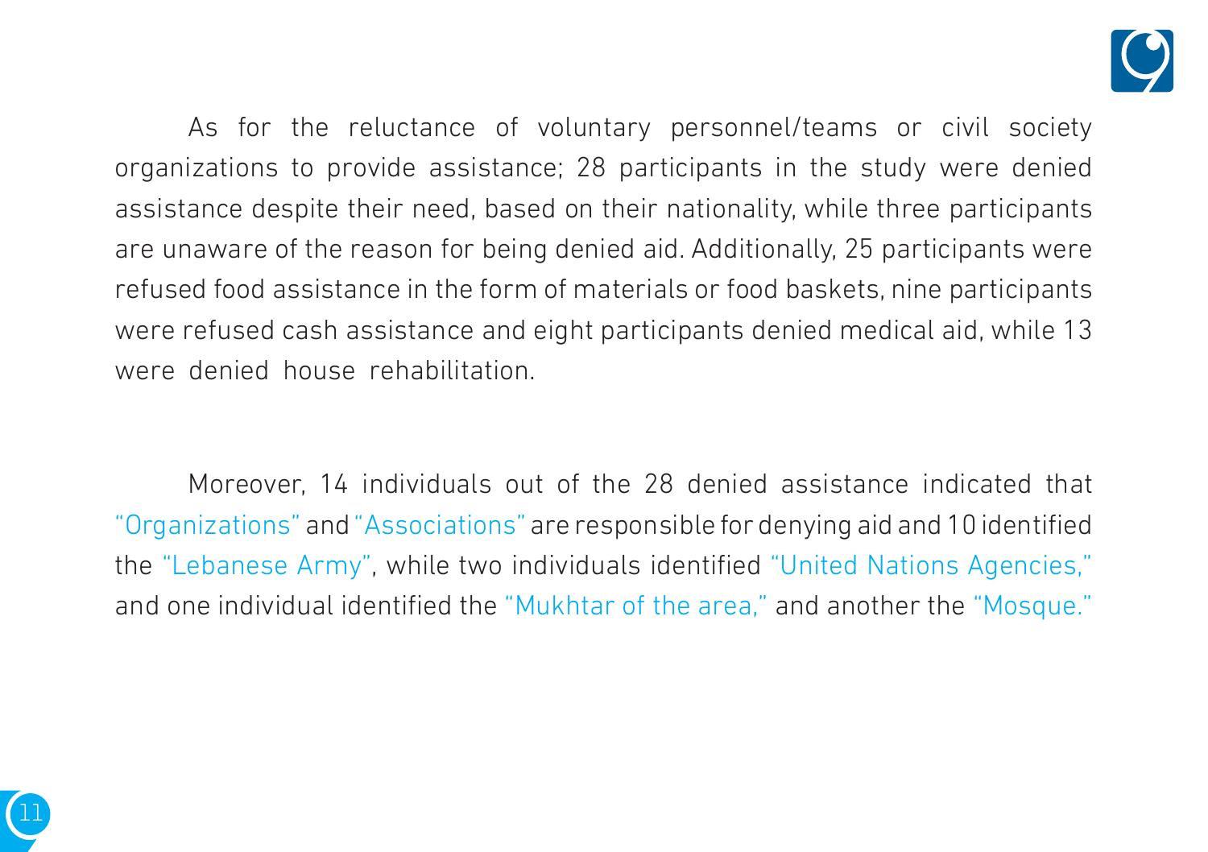As for the reluctance of voluntary personnel/teams or civil society organizations to provide assistance; 28 participants in the study were denied assistance despite their need, based on their nationality, while three participants are unaware of the reason for being denied aid. Additionally, 25 participants were refused food assistance in the form of materials or food baskets, nine participants were refused cash assistance and eight participants denied medical aid, while 13 were denied house rehabilitation.

Moreover, 14 individuals out of the 28 denied assistance indicated that "Organizations" and "Associations" are responsible for denying aid and 10 identified the "Lebanese Army", while two individuals identified "United Nations Agencies," and one individual identified the "Mukhtar of the area," and another the "Mosque."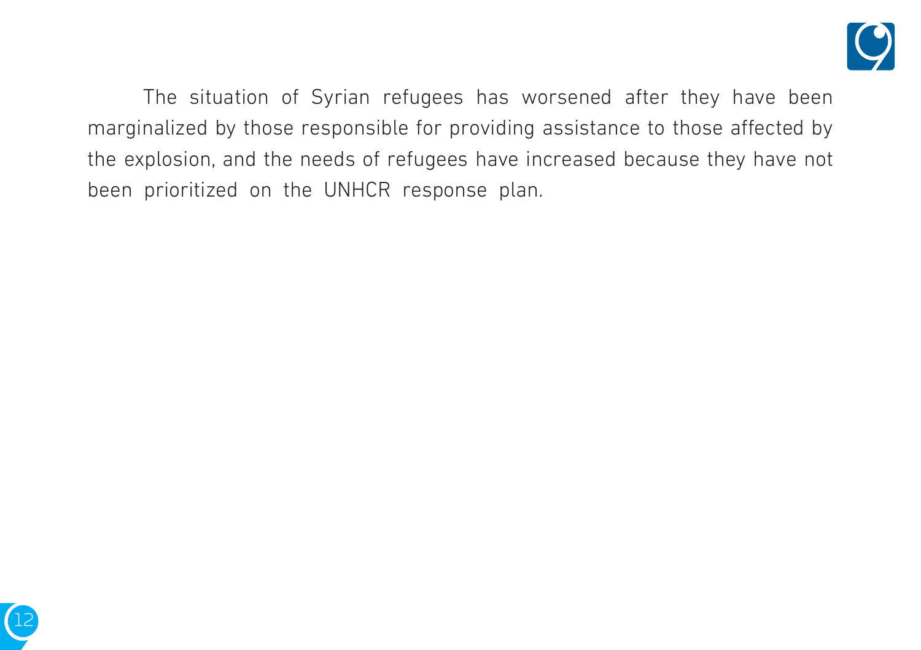The situation of Syrian refugees has worsened after they have been marginalized by those responsible for providing assistance to those affected by the explosion, and the needs of refugees have increased because they have not been prioritized on the UNHCR response plan.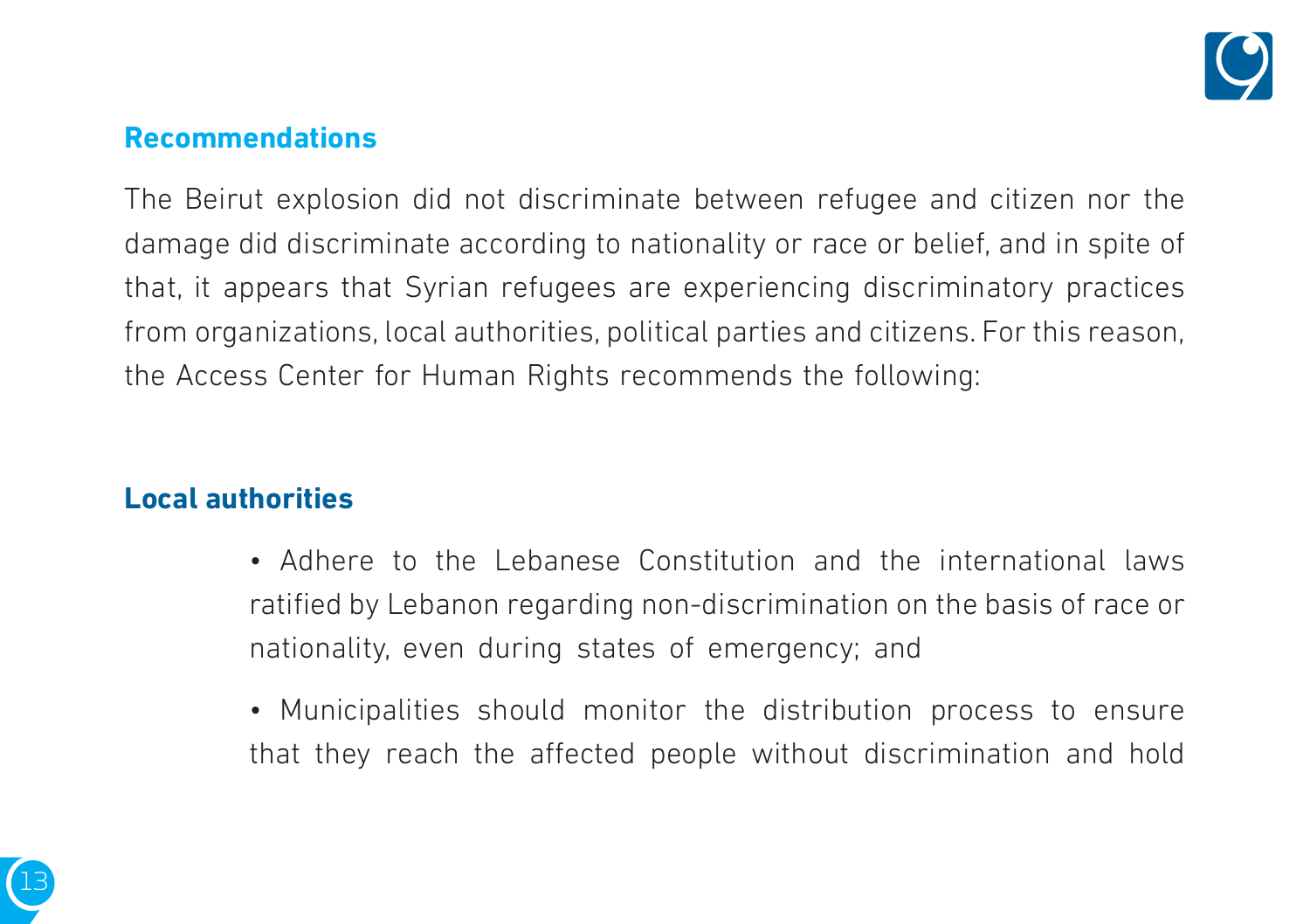## Recommendations

The Beirut explosion did not discriminate between refugee and citizen nor the damage did discriminate according to nationality or race or belief, and in spite of that, it appears that Syrian refugees are experiencing discriminatory practices from organizations, local authorities, political parties and citizens. For this reason, the Access Center for Human Rights recommends the following:

### Local authorities

- Adhere to the Lebanese Constitution and the international laws ratified by Lebanon regarding non-discrimination on the basis of race or nationality, even during states of emergency; and
- Municipalities should monitor the distribution process to ensure that they reach the affected people without discrimination and hold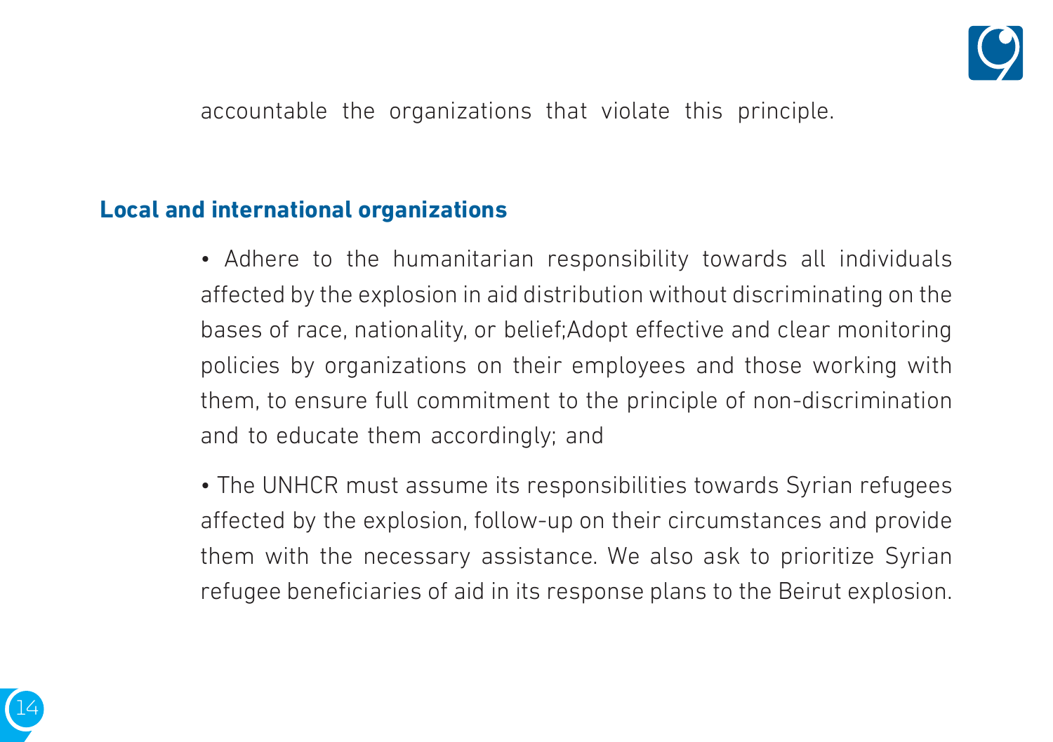accountable the organizations that violate this principle.

## Local and international organizations

- Adhere to the humanitarian responsibility towards all individuals affected by the explosion in aid distribution without discriminating on the bases of race, nationality, or belief;Adopt effective and clear monitoring policies by organizations on their employees and those working with them, to ensure full commitment to the principle of non-discrimination and to educate them accordingly; and

- The UNHCR must assume its responsibilities towards Syrian refugees affected by the explosion, follow-up on their circumstances and provide them with the necessary assistance. We also ask to prioritize Syrian refugee beneficiaries of aid in its response plans to the Beirut explosion.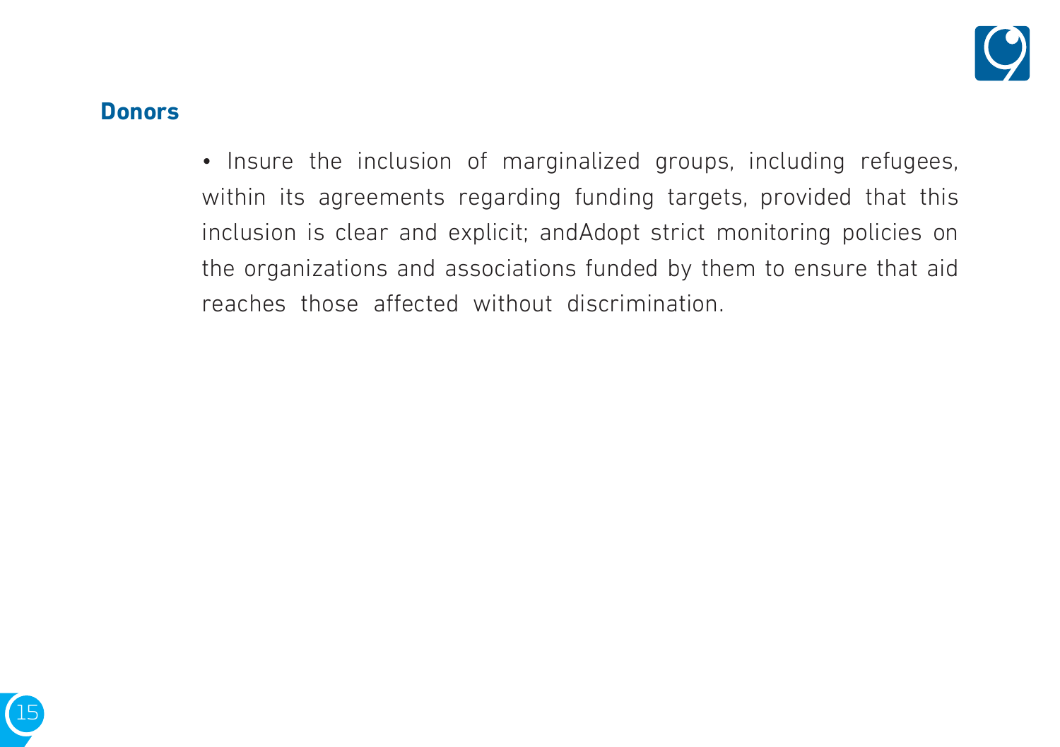## Donors

- Insure the inclusion of marginalized groups, including refugees, within its agreements regarding funding targets, provided that this inclusion is clear and explicit; andAdopt strict monitoring policies on the organizations and associations funded by them to ensure that aid reaches those affected without discrimination.